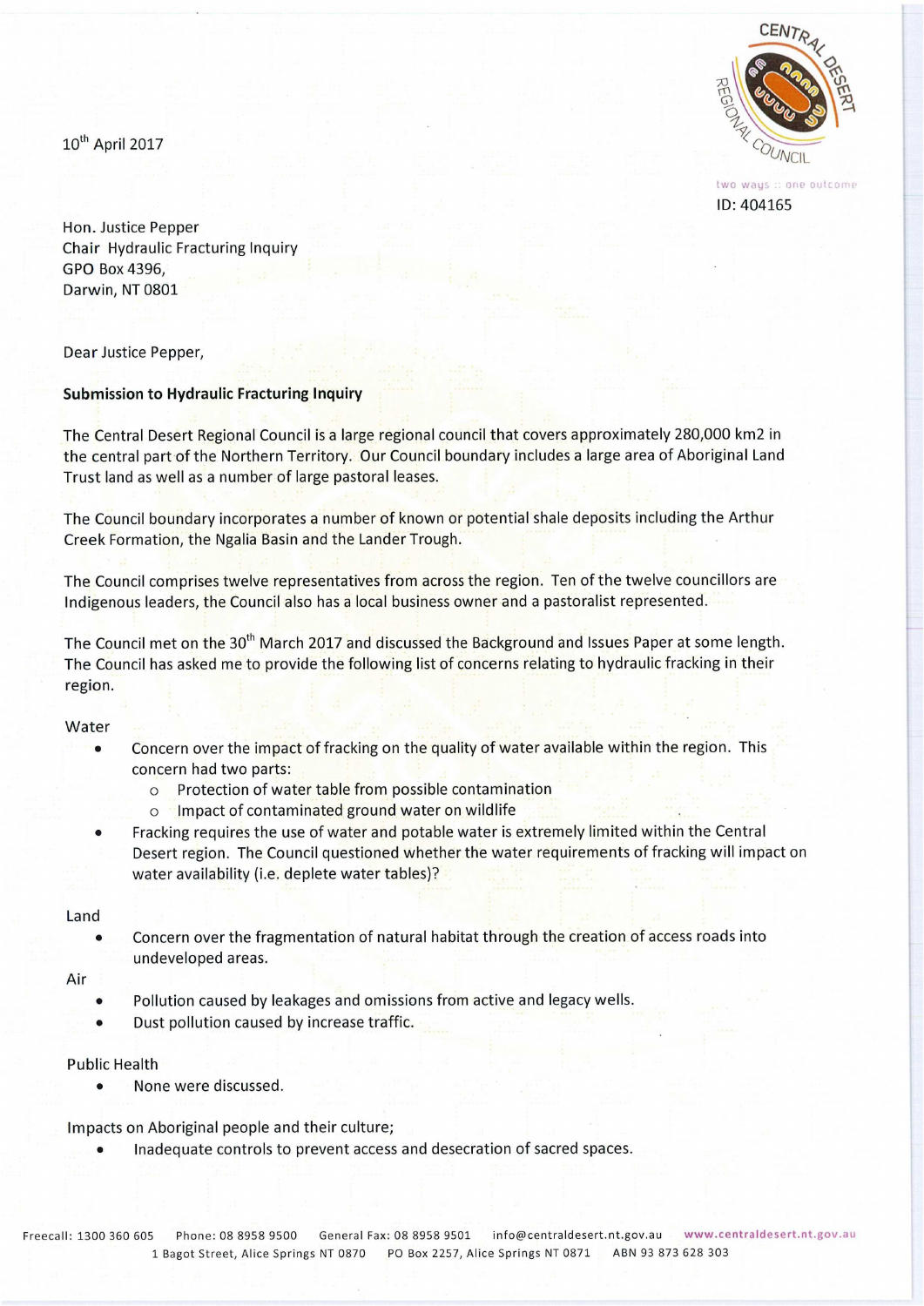10th April 2017

CENTRAL DESERT REGIONAL COUNCIL

two ways :: one outcome

ID: 404165

Hon. Justice Pepper  
Chair Hydraulic Fracturing Inquiry  
GPO Box 4396,  
Darwin, NT 0801

Dear Justice Pepper,

**Submission to Hydraulic Fracturing Inquiry**

The Central Desert Regional Council is a large regional council that covers approximately 280,000 km2 in the central part of the Northern Territory. Our Council boundary includes a large area of Aboriginal Land Trust land as well as a number of large pastoral leases.

The Council boundary incorporates a number of known or potential shale deposits including the Arthur Creek Formation, the Ngalia Basin and the Lander Trough.

The Council comprises twelve representatives from across the region. Ten of the twelve councillors are Indigenous leaders, the Council also has a local business owner and a pastoralist represented.

The Council met on the 30th March 2017 and discussed the Background and Issues Paper at some length. The Council has asked me to provide the following list of concerns relating to hydraulic fracking in their region.

Water

- Concern over the impact of fracking on the quality of water available within the region. This concern had two parts:
  - Protection of water table from possible contamination
  - Impact of contaminated ground water on wildlife
- Fracking requires the use of water and potable water is extremely limited within the Central Desert region. The Council questioned whether the water requirements of fracking will impact on water availability (i.e. deplete water tables)?

Land

- Concern over the fragmentation of natural habitat through the creation of access roads into undeveloped areas.

Air

- Pollution caused by leakages and omissions from active and legacy wells.
- Dust pollution caused by increase traffic.

Public Health

- None were discussed.

Impacts on Aboriginal people and their culture;

- Inadequate controls to prevent access and desecration of sacred spaces.

Freecall: 1300 360 605 Phone: 08 8958 9500 General Fax: 08 8958 9501 info@centraldesert.nt.gov.au www.centraldesert.nt.gov.au  
1 Bagot Street, Alice Springs NT 0870 PO Box 2257, Alice Springs NT 0871 ABN 93 873 628 303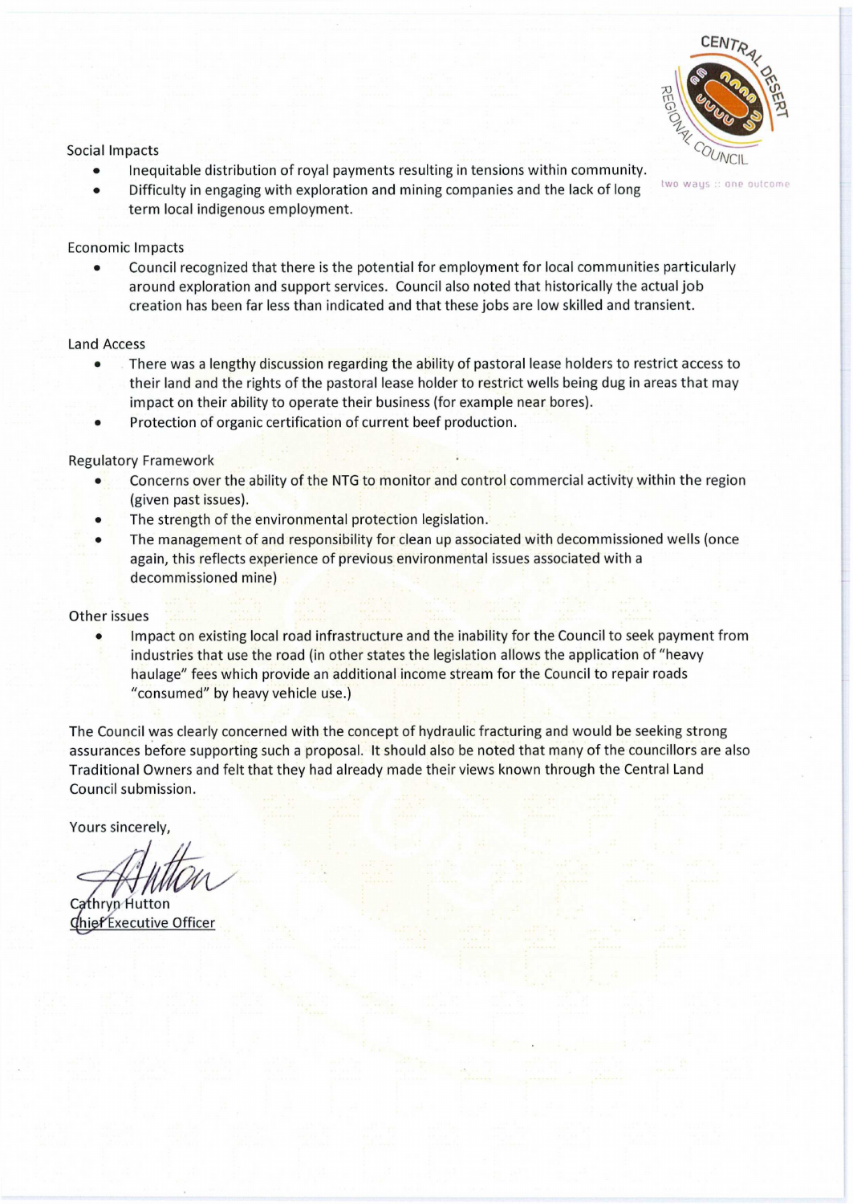Social Impacts

- Inequitable distribution of royal payments resulting in tensions within community.
- Difficulty in engaging with exploration and mining companies and the lack of long term local indigenous employment.

Economic Impacts

- Council recognized that there is the potential for employment for local communities particularly around exploration and support services. Council also noted that historically the actual job creation has been far less than indicated and that these jobs are low skilled and transient.

Land Access

- There was a lengthy discussion regarding the ability of pastoral lease holders to restrict access to their land and the rights of the pastoral lease holder to restrict wells being dug in areas that may impact on their ability to operate their business (for example near bores).
- Protection of organic certification of current beef production.

Regulatory Framework

- Concerns over the ability of the NTG to monitor and control commercial activity within the region (given past issues).
- The strength of the environmental protection legislation.
- The management of and responsibility for clean up associated with decommissioned wells (once again, this reflects experience of previous environmental issues associated with a decommissioned mine)

Other issues

- Impact on existing local road infrastructure and the inability for the Council to seek payment from industries that use the road (in other states the legislation allows the application of "heavy haulage" fees which provide an additional income stream for the Council to repair roads "consumed" by heavy vehicle use.)

The Council was clearly concerned with the concept of hydraulic fracturing and would be seeking strong assurances before supporting such a proposal. It should also be noted that many of the councillors are also Traditional Owners and felt that they had already made their views known through the Central Land Council submission.

Yours sincerely,

Cathryn Hutton
Chief Executive Officer